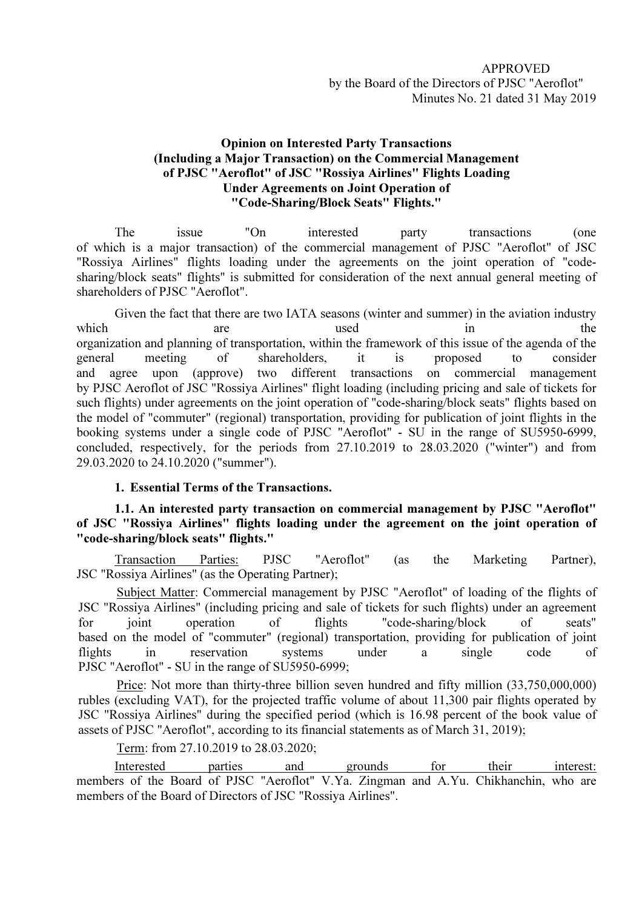APPROVED
by the Board of the Directors of PJSC "Aeroflot"
Minutes No. 21 dated 31 May 2019

**Opinion on Interested Party Transactions (Including a Major Transaction) on the Commercial Management of PJSC "Aeroflot" of JSC "Rossiya Airlines" Flights Loading Under Agreements on Joint Operation of "Code-Sharing/Block Seats" Flights."**

The issue "On interested party transactions (one of which is a major transaction) of the commercial management of PJSC "Aeroflot" of JSC "Rossiya Airlines" flights loading under the agreements on the joint operation of "code-sharing/block seats" flights" is submitted for consideration of the next annual general meeting of shareholders of PJSC "Aeroflot".

Given the fact that there are two IATA seasons (winter and summer) in the aviation industry which are used in the organization and planning of transportation, within the framework of this issue of the agenda of the general meeting of shareholders, it is proposed to consider and agree upon (approve) two different transactions on commercial management by PJSC Aeroflot of JSC "Rossiya Airlines" flight loading (including pricing and sale of tickets for such flights) under agreements on the joint operation of "code-sharing/block seats" flights based on the model of "commuter" (regional) transportation, providing for publication of joint flights in the booking systems under a single code of PJSC "Aeroflot" - SU in the range of SU5950-6999, concluded, respectively, for the periods from 27.10.2019 to 28.03.2020 ("winter") and from 29.03.2020 to 24.10.2020 ("summer").

**1. Essential Terms of the Transactions.**

**1.1. An interested party transaction on commercial management by PJSC "Aeroflot" of JSC "Rossiya Airlines" flights loading under the agreement on the joint operation of "code-sharing/block seats" flights."**

Transaction Parties: PJSC "Aeroflot" (as the Marketing Partner), JSC "Rossiya Airlines" (as the Operating Partner);

Subject Matter: Commercial management by PJSC "Aeroflot" of loading of the flights of JSC "Rossiya Airlines" (including pricing and sale of tickets for such flights) under an agreement for joint operation of flights "code-sharing/block of seats" based on the model of "commuter" (regional) transportation, providing for publication of joint flights in reservation systems under a single code of PJSC "Aeroflot" - SU in the range of SU5950-6999;

Price: Not more than thirty-three billion seven hundred and fifty million (33,750,000,000) rubles (excluding VAT), for the projected traffic volume of about 11,300 pair flights operated by JSC "Rossiya Airlines" during the specified period (which is 16.98 percent of the book value of assets of PJSC "Aeroflot", according to its financial statements as of March 31, 2019);

Term: from 27.10.2019 to 28.03.2020;

Interested parties and grounds for their interest: members of the Board of PJSC "Aeroflot" V.Ya. Zingman and A.Yu. Chikhanchin, who are members of the Board of Directors of JSC "Rossiya Airlines".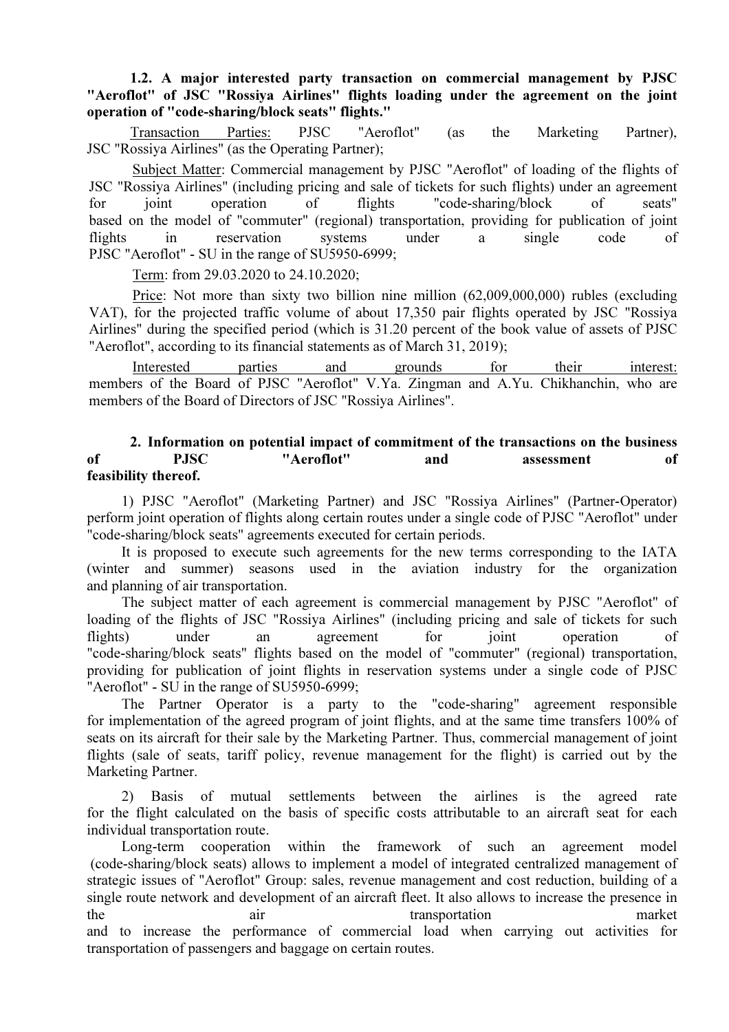**1.2. A major interested party transaction on commercial management by PJSC "Aeroflot" of JSC "Rossiya Airlines" flights loading under the agreement on the joint operation of "code-sharing/block seats" flights."**

Transaction Parties: PJSC "Aeroflot" (as the Marketing Partner), JSC "Rossiya Airlines" (as the Operating Partner);

Subject Matter: Commercial management by PJSC "Aeroflot" of loading of the flights of JSC "Rossiya Airlines" (including pricing and sale of tickets for such flights) under an agreement for joint operation of flights "code-sharing/block of seats" based on the model of "commuter" (regional) transportation, providing for publication of joint flights in reservation systems under a single code of PJSC "Aeroflot" - SU in the range of SU5950-6999;

Term: from 29.03.2020 to 24.10.2020;

Price: Not more than sixty two billion nine million (62,009,000,000) rubles (excluding VAT), for the projected traffic volume of about 17,350 pair flights operated by JSC "Rossiya Airlines" during the specified period (which is 31.20 percent of the book value of assets of PJSC "Aeroflot", according to its financial statements as of March 31, 2019);

Interested parties and grounds for their interest: members of the Board of PJSC "Aeroflot" V.Ya. Zingman and A.Yu. Chikhanchin, who are members of the Board of Directors of JSC "Rossiya Airlines".

**2. Information on potential impact of commitment of the transactions on the business of PJSC "Aeroflot" and assessment of feasibility thereof.**

1) PJSC "Aeroflot" (Marketing Partner) and JSC "Rossiya Airlines" (Partner-Operator) perform joint operation of flights along certain routes under a single code of PJSC "Aeroflot" under "code-sharing/block seats" agreements executed for certain periods.

It is proposed to execute such agreements for the new terms corresponding to the IATA (winter and summer) seasons used in the aviation industry for the organization and planning of air transportation.

The subject matter of each agreement is commercial management by PJSC "Aeroflot" of loading of the flights of JSC "Rossiya Airlines" (including pricing and sale of tickets for such flights) under an agreement for joint operation of "code-sharing/block seats" flights based on the model of "commuter" (regional) transportation, providing for publication of joint flights in reservation systems under a single code of PJSC "Aeroflot" - SU in the range of SU5950-6999;

The Partner Operator is a party to the "code-sharing" agreement responsible for implementation of the agreed program of joint flights, and at the same time transfers 100% of seats on its aircraft for their sale by the Marketing Partner. Thus, commercial management of joint flights (sale of seats, tariff policy, revenue management for the flight) is carried out by the Marketing Partner.

2) Basis of mutual settlements between the airlines is the agreed rate for the flight calculated on the basis of specific costs attributable to an aircraft seat for each individual transportation route.

Long-term cooperation within the framework of such an agreement model (code-sharing/block seats) allows to implement a model of integrated centralized management of strategic issues of "Aeroflot" Group: sales, revenue management and cost reduction, building of a single route network and development of an aircraft fleet. It also allows to increase the presence in the air transportation market and to increase the performance of commercial load when carrying out activities for transportation of passengers and baggage on certain routes.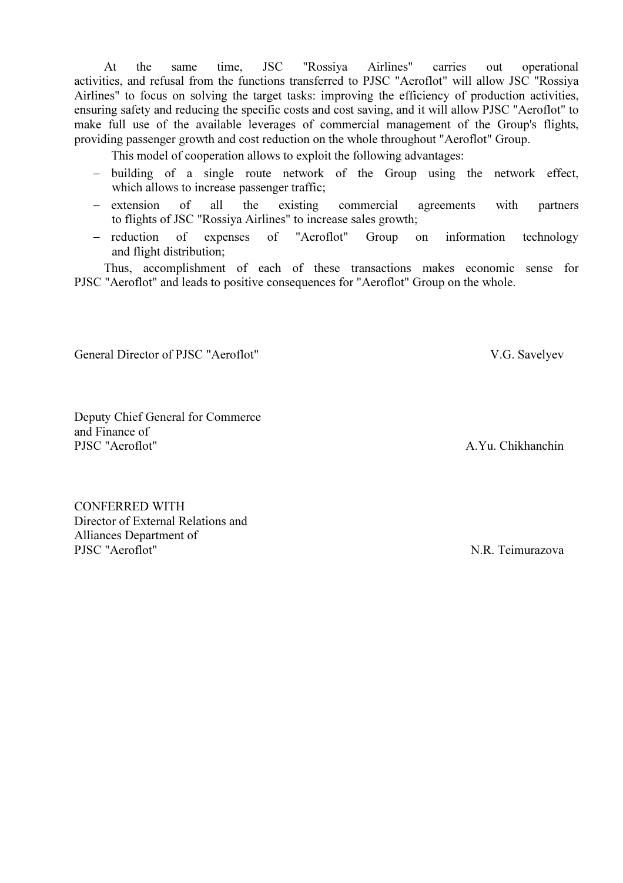At the same time, JSC "Rossiya Airlines" carries out operational activities, and refusal from the functions transferred to PJSC "Aeroflot" will allow JSC "Rossiya Airlines" to focus on solving the target tasks: improving the efficiency of production activities, ensuring safety and reducing the specific costs and cost saving, and it will allow PJSC "Aeroflot" to make full use of the available leverages of commercial management of the Group's flights, providing passenger growth and cost reduction on the whole throughout "Aeroflot" Group.

This model of cooperation allows to exploit the following advantages:

- building of a single route network of the Group using the network effect, which allows to increase passenger traffic;
- extension of all the existing commercial agreements with partners to flights of JSC "Rossiya Airlines" to increase sales growth;
- reduction of expenses of "Aeroflot" Group on information technology and flight distribution;

Thus, accomplishment of each of these transactions makes economic sense for PJSC "Aeroflot" and leads to positive consequences for "Aeroflot" Group on the whole.

General Director of PJSC "Aeroflot" V.G. Savelyev

Deputy Chief General for Commerce
and Finance of
PJSC "Aeroflot" A.Yu. Chikhanchin

CONFERRED WITH
Director of External Relations and
Alliances Department of
PJSC "Aeroflot" N.R. Teimurazova